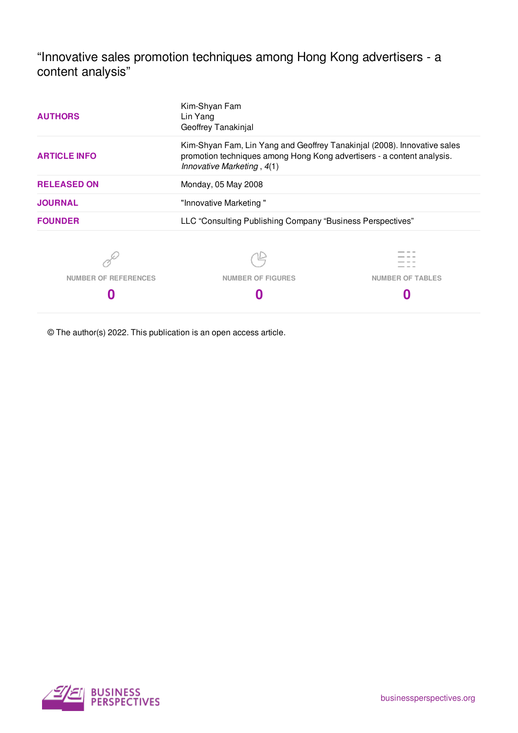# “Innovative sales promotion techniques among Hong Kong advertisers - a content analysis”

| | |
|---|---|
| **AUTHORS** | Kim-Shyan Fam<br>Lin Yang<br>Geoffrey Tanakinjal |
| **ARTICLE INFO** | Kim-Shyan Fam, Lin Yang and Geoffrey Tanakinjal (2008). Innovative sales promotion techniques among Hong Kong advertisers - a content analysis. *Innovative Marketing* , *4*(1) |
| **RELEASED ON** | Monday, 05 May 2008 |
| **JOURNAL** | "Innovative Marketing " |
| **FOUNDER** | LLC “Consulting Publishing Company “Business Perspectives” |

| NUMBER OF REFERENCES | NUMBER OF FIGURES | NUMBER OF TABLES |
|---|---|---|
| **0** | **0** | **0** |

© The author(s) 2022. This publication is an open access article.

BUSINESS PERSPECTIVES

businessperspectives.org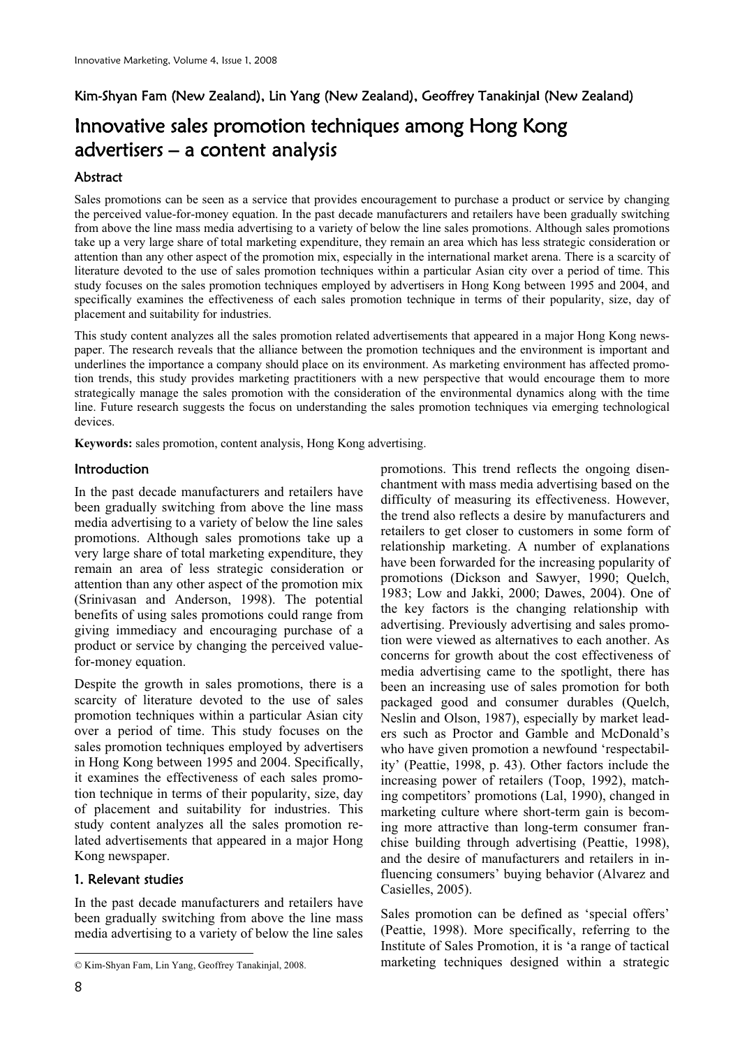Kim-Shyan Fam (New Zealand), Lin Yang (New Zealand), Geoffrey Tanakinjal (New Zealand)

# Innovative sales promotion techniques among Hong Kong advertisers – a content analysis

## Abstract

Sales promotions can be seen as a service that provides encouragement to purchase a product or service by changing the perceived value-for-money equation. In the past decade manufacturers and retailers have been gradually switching from above the line mass media advertising to a variety of below the line sales promotions. Although sales promotions take up a very large share of total marketing expenditure, they remain an area which has less strategic consideration or attention than any other aspect of the promotion mix, especially in the international market arena. There is a scarcity of literature devoted to the use of sales promotion techniques within a particular Asian city over a period of time. This study focuses on the sales promotion techniques employed by advertisers in Hong Kong between 1995 and 2004, and specifically examines the effectiveness of each sales promotion technique in terms of their popularity, size, day of placement and suitability for industries.

This study content analyzes all the sales promotion related advertisements that appeared in a major Hong Kong newspaper. The research reveals that the alliance between the promotion techniques and the environment is important and underlines the importance a company should place on its environment. As marketing environment has affected promotion trends, this study provides marketing practitioners with a new perspective that would encourage them to more strategically manage the sales promotion with the consideration of the environmental dynamics along with the time line. Future research suggests the focus on understanding the sales promotion techniques via emerging technological devices.

**Keywords:** sales promotion, content analysis, Hong Kong advertising.

## Introduction

In the past decade manufacturers and retailers have been gradually switching from above the line mass media advertising to a variety of below the line sales promotions. Although sales promotions take up a very large share of total marketing expenditure, they remain an area of less strategic consideration or attention than any other aspect of the promotion mix (Srinivasan and Anderson, 1998). The potential benefits of using sales promotions could range from giving immediacy and encouraging purchase of a product or service by changing the perceived value-for-money equation.

Despite the growth in sales promotions, there is a scarcity of literature devoted to the use of sales promotion techniques within a particular Asian city over a period of time. This study focuses on the sales promotion techniques employed by advertisers in Hong Kong between 1995 and 2004. Specifically, it examines the effectiveness of each sales promotion technique in terms of their popularity, size, day of placement and suitability for industries. This study content analyzes all the sales promotion related advertisements that appeared in a major Hong Kong newspaper.

## 1. Relevant studies

In the past decade manufacturers and retailers have been gradually switching from above the line mass media advertising to a variety of below the line sales promotions. This trend reflects the ongoing disenchantment with mass media advertising based on the difficulty of measuring its effectiveness. However, the trend also reflects a desire by manufacturers and retailers to get closer to customers in some form of relationship marketing. A number of explanations have been forwarded for the increasing popularity of promotions (Dickson and Sawyer, 1990; Quelch, 1983; Low and Jakki, 2000; Dawes, 2004). One of the key factors is the changing relationship with advertising. Previously advertising and sales promotion were viewed as alternatives to each another. As concerns for growth about the cost effectiveness of media advertising came to the spotlight, there has been an increasing use of sales promotion for both packaged good and consumer durables (Quelch, Neslin and Olson, 1987), especially by market leaders such as Proctor and Gamble and McDonald's who have given promotion a newfound 'respectability' (Peattie, 1998, p. 43). Other factors include the increasing power of retailers (Toop, 1992), matching competitors' promotions (Lal, 1990), changed in marketing culture where short-term gain is becoming more attractive than long-term consumer franchise building through advertising (Peattie, 1998), and the desire of manufacturers and retailers in influencing consumers' buying behavior (Alvarez and Casielles, 2005).

Sales promotion can be defined as 'special offers' (Peattie, 1998). More specifically, referring to the Institute of Sales Promotion, it is 'a range of tactical marketing techniques designed within a strategic

© Kim-Shyan Fam, Lin Yang, Geoffrey Tanakinjal, 2008.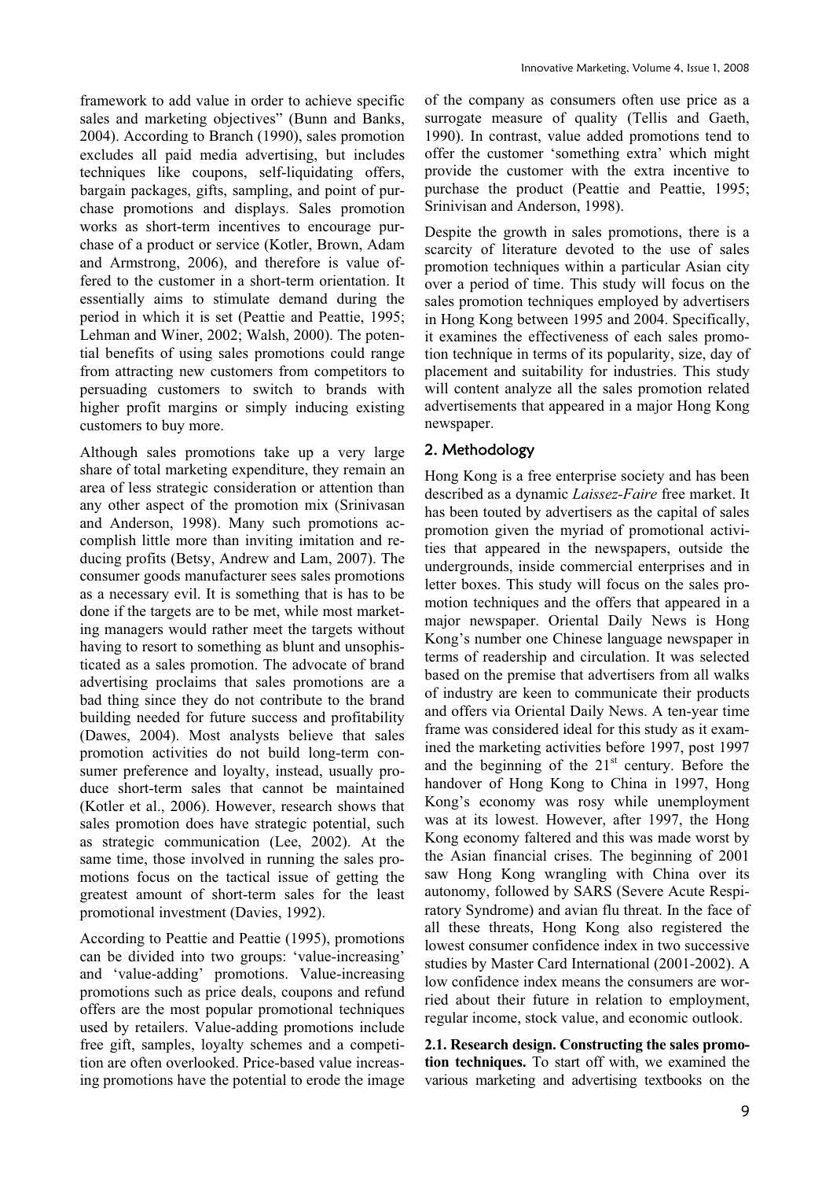framework to add value in order to achieve specific sales and marketing objectives" (Bunn and Banks, 2004). According to Branch (1990), sales promotion excludes all paid media advertising, but includes techniques like coupons, self-liquidating offers, bargain packages, gifts, sampling, and point of purchase promotions and displays. Sales promotion works as short-term incentives to encourage purchase of a product or service (Kotler, Brown, Adam and Armstrong, 2006), and therefore is value offered to the customer in a short-term orientation. It essentially aims to stimulate demand during the period in which it is set (Peattie and Peattie, 1995; Lehman and Winer, 2002; Walsh, 2000). The potential benefits of using sales promotions could range from attracting new customers from competitors to persuading customers to switch to brands with higher profit margins or simply inducing existing customers to buy more.

Although sales promotions take up a very large share of total marketing expenditure, they remain an area of less strategic consideration or attention than any other aspect of the promotion mix (Srinivasan and Anderson, 1998). Many such promotions accomplish little more than inviting imitation and reducing profits (Betsy, Andrew and Lam, 2007). The consumer goods manufacturer sees sales promotions as a necessary evil. It is something that is has to be done if the targets are to be met, while most marketing managers would rather meet the targets without having to resort to something as blunt and unsophisticated as a sales promotion. The advocate of brand advertising proclaims that sales promotions are a bad thing since they do not contribute to the brand building needed for future success and profitability (Dawes, 2004). Most analysts believe that sales promotion activities do not build long-term consumer preference and loyalty, instead, usually produce short-term sales that cannot be maintained (Kotler et al., 2006). However, research shows that sales promotion does have strategic potential, such as strategic communication (Lee, 2002). At the same time, those involved in running the sales promotions focus on the tactical issue of getting the greatest amount of short-term sales for the least promotional investment (Davies, 1992).

According to Peattie and Peattie (1995), promotions can be divided into two groups: 'value-increasing' and 'value-adding' promotions. Value-increasing promotions such as price deals, coupons and refund offers are the most popular promotional techniques used by retailers. Value-adding promotions include free gift, samples, loyalty schemes and a competition are often overlooked. Price-based value increasing promotions have the potential to erode the image of the company as consumers often use price as a surrogate measure of quality (Tellis and Gaeth, 1990). In contrast, value added promotions tend to offer the customer 'something extra' which might provide the customer with the extra incentive to purchase the product (Peattie and Peattie, 1995; Srinivisan and Anderson, 1998).

Despite the growth in sales promotions, there is a scarcity of literature devoted to the use of sales promotion techniques within a particular Asian city over a period of time. This study will focus on the sales promotion techniques employed by advertisers in Hong Kong between 1995 and 2004. Specifically, it examines the effectiveness of each sales promotion technique in terms of its popularity, size, day of placement and suitability for industries. This study will content analyze all the sales promotion related advertisements that appeared in a major Hong Kong newspaper.

## 2. Methodology

Hong Kong is a free enterprise society and has been described as a dynamic *Laissez-Faire* free market. It has been touted by advertisers as the capital of sales promotion given the myriad of promotional activities that appeared in the newspapers, outside the undergrounds, inside commercial enterprises and in letter boxes. This study will focus on the sales promotion techniques and the offers that appeared in a major newspaper. Oriental Daily News is Hong Kong's number one Chinese language newspaper in terms of readership and circulation. It was selected based on the premise that advertisers from all walks of industry are keen to communicate their products and offers via Oriental Daily News. A ten-year time frame was considered ideal for this study as it examined the marketing activities before 1997, post 1997 and the beginning of the 21st century. Before the handover of Hong Kong to China in 1997, Hong Kong's economy was rosy while unemployment was at its lowest. However, after 1997, the Hong Kong economy faltered and this was made worst by the Asian financial crises. The beginning of 2001 saw Hong Kong wrangling with China over its autonomy, followed by SARS (Severe Acute Respiratory Syndrome) and avian flu threat. In the face of all these threats, Hong Kong also registered the lowest consumer confidence index in two successive studies by Master Card International (2001-2002). A low confidence index means the consumers are worried about their future in relation to employment, regular income, stock value, and economic outlook.

**2.1. Research design. Constructing the sales promotion techniques.** To start off with, we examined the various marketing and advertising textbooks on the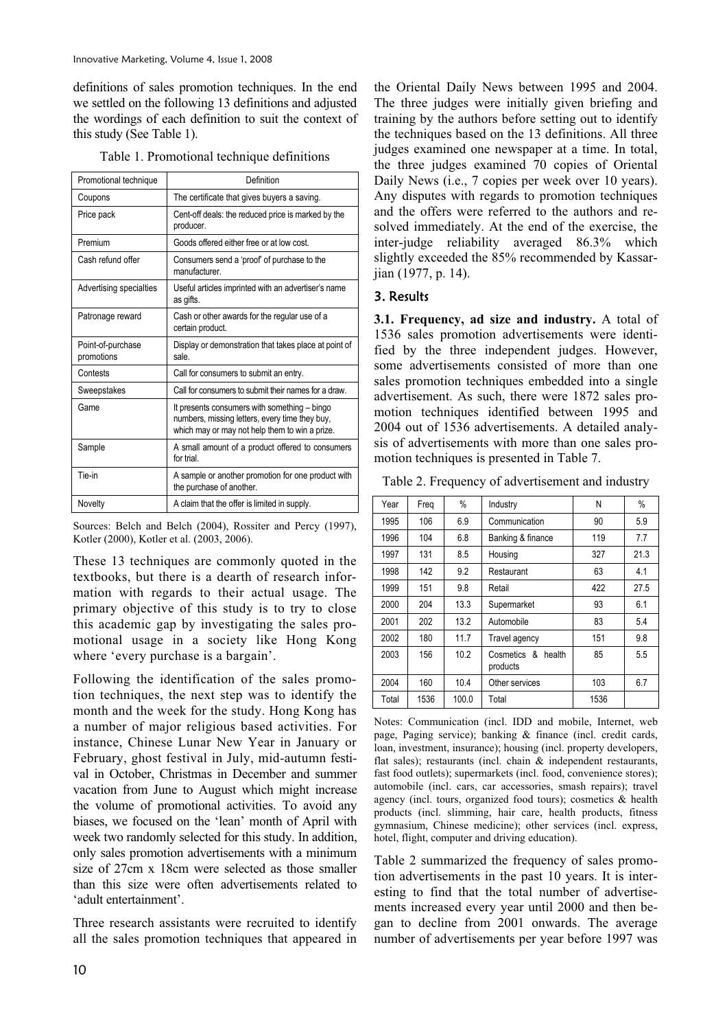definitions of sales promotion techniques. In the end we settled on the following 13 definitions and adjusted the wordings of each definition to suit the context of this study (See Table 1).

Table 1. Promotional technique definitions

| Promotional technique | Definition |
|---|---|
| Coupons | The certificate that gives buyers a saving. |
| Price pack | Cent-off deals: the reduced price is marked by the producer. |
| Premium | Goods offered either free or at low cost. |
| Cash refund offer | Consumers send a 'proof' of purchase to the manufacturer. |
| Advertising specialties | Useful articles imprinted with an advertiser's name as gifts. |
| Patronage reward | Cash or other awards for the regular use of a certain product. |
| Point-of-purchase promotions | Display or demonstration that takes place at point of sale. |
| Contests | Call for consumers to submit an entry. |
| Sweepstakes | Call for consumers to submit their names for a draw. |
| Game | It presents consumers with something – bingo numbers, missing letters, every time they buy, which may or may not help them to win a prize. |
| Sample | A small amount of a product offered to consumers for trial. |
| Tie-in | A sample or another promotion for one product with the purchase of another. |
| Novelty | A claim that the offer is limited in supply. |

Sources: Belch and Belch (2004), Rossiter and Percy (1997), Kotler (2000), Kotler et al. (2003, 2006).

These 13 techniques are commonly quoted in the textbooks, but there is a dearth of research information with regards to their actual usage. The primary objective of this study is to try to close this academic gap by investigating the sales promotional usage in a society like Hong Kong where 'every purchase is a bargain'.

Following the identification of the sales promotion techniques, the next step was to identify the month and the week for the study. Hong Kong has a number of major religious based activities. For instance, Chinese Lunar New Year in January or February, ghost festival in July, mid-autumn festival in October, Christmas in December and summer vacation from June to August which might increase the volume of promotional activities. To avoid any biases, we focused on the 'lean' month of April with week two randomly selected for this study. In addition, only sales promotion advertisements with a minimum size of 27cm x 18cm were selected as those smaller than this size were often advertisements related to 'adult entertainment'.

Three research assistants were recruited to identify all the sales promotion techniques that appeared in the Oriental Daily News between 1995 and 2004. The three judges were initially given briefing and training by the authors before setting out to identify the techniques based on the 13 definitions. All three judges examined one newspaper at a time. In total, the three judges examined 70 copies of Oriental Daily News (i.e., 7 copies per week over 10 years). Any disputes with regards to promotion techniques and the offers were referred to the authors and resolved immediately. At the end of the exercise, the inter-judge reliability averaged 86.3% which slightly exceeded the 85% recommended by Kassarjian (1977, p. 14).

## 3. Results

**3.1. Frequency, ad size and industry.** A total of 1536 sales promotion advertisements were identified by the three independent judges. However, some advertisements consisted of more than one sales promotion techniques embedded into a single advertisement. As such, there were 1872 sales promotion techniques identified between 1995 and 2004 out of 1536 advertisements. A detailed analysis of advertisements with more than one sales promotion techniques is presented in Table 7.

Table 2. Frequency of advertisement and industry

| Year | Freq | % | Industry | N | % |
|---|---|---|---|---|---|
| 1995 | 106 | 6.9 | Communication | 90 | 5.9 |
| 1996 | 104 | 6.8 | Banking & finance | 119 | 7.7 |
| 1997 | 131 | 8.5 | Housing | 327 | 21.3 |
| 1998 | 142 | 9.2 | Restaurant | 63 | 4.1 |
| 1999 | 151 | 9.8 | Retail | 422 | 27.5 |
| 2000 | 204 | 13.3 | Supermarket | 93 | 6.1 |
| 2001 | 202 | 13.2 | Automobile | 83 | 5.4 |
| 2002 | 180 | 11.7 | Travel agency | 151 | 9.8 |
| 2003 | 156 | 10.2 | Cosmetics & health products | 85 | 5.5 |
| 2004 | 160 | 10.4 | Other services | 103 | 6.7 |
| Total | 1536 | 100.0 | Total | 1536 | |

Notes: Communication (incl. IDD and mobile, Internet, web page, Paging service); banking & finance (incl. credit cards, loan, investment, insurance); housing (incl. property developers, flat sales); restaurants (incl. chain & independent restaurants, fast food outlets); supermarkets (incl. food, convenience stores); automobile (incl. cars, car accessories, smash repairs); travel agency (incl. tours, organized food tours); cosmetics & health products (incl. slimming, hair care, health products, fitness gymnasium, Chinese medicine); other services (incl. express, hotel, flight, computer and driving education).

Table 2 summarized the frequency of sales promotion advertisements in the past 10 years. It is interesting to find that the total number of advertisements increased every year until 2000 and then began to decline from 2001 onwards. The average number of advertisements per year before 1997 was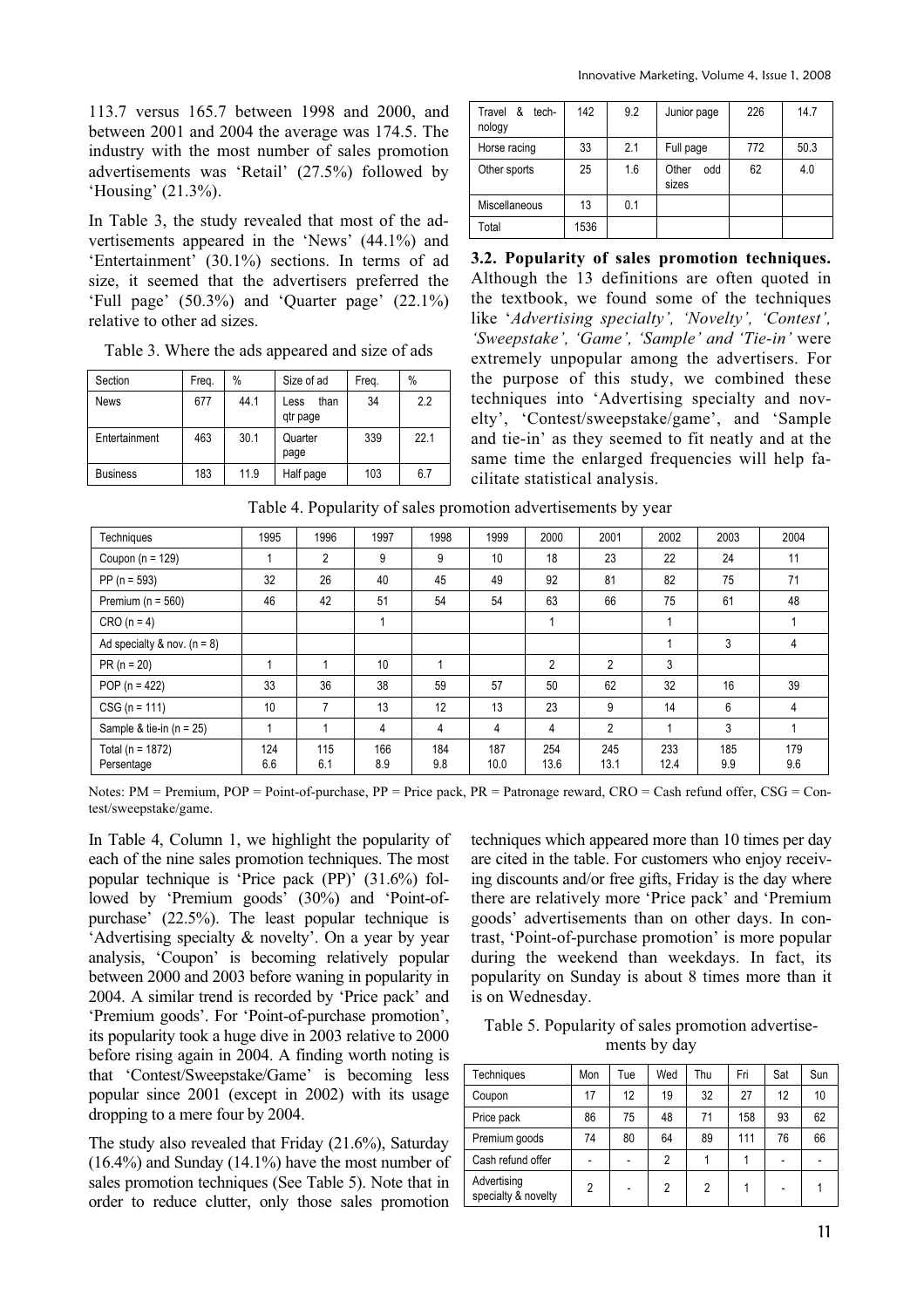113.7 versus 165.7 between 1998 and 2000, and between 2001 and 2004 the average was 174.5. The industry with the most number of sales promotion advertisements was 'Retail' (27.5%) followed by 'Housing' (21.3%).

In Table 3, the study revealed that most of the advertisements appeared in the 'News' (44.1%) and 'Entertainment' (30.1%) sections. In terms of ad size, it seemed that the advertisers preferred the 'Full page' (50.3%) and 'Quarter page' (22.1%) relative to other ad sizes.

Table 3. Where the ads appeared and size of ads

| Section | Freq. | % | Size of ad | Freq. | % |
|---|---|---|---|---|---|
| News | 677 | 44.1 | Less than qtr page | 34 | 2.2 |
| Entertainment | 463 | 30.1 | Quarter page | 339 | 22.1 |
| Business | 183 | 11.9 | Half page | 103 | 6.7 |
| Travel & technology | 142 | 9.2 | Junior page | 226 | 14.7 |
| Horse racing | 33 | 2.1 | Full page | 772 | 50.3 |
| Other sports | 25 | 1.6 | Other odd sizes | 62 | 4.0 |
| Miscellaneous | 13 | 0.1 | | | |
| Total | 1536 | | | | |

**3.2. Popularity of sales promotion techniques.** Although the 13 definitions are often quoted in the textbook, we found some of the techniques like '*Advertising specialty', 'Novelty', 'Contest', 'Sweepstake', 'Game', 'Sample' and 'Tie-in'* were extremely unpopular among the advertisers. For the purpose of this study, we combined these techniques into 'Advertising specialty and novelty', 'Contest/sweepstake/game', and 'Sample and tie-in' as they seemed to fit neatly and at the same time the enlarged frequencies will help facilitate statistical analysis.

Table 4. Popularity of sales promotion advertisements by year

| Techniques | 1995 | 1996 | 1997 | 1998 | 1999 | 2000 | 2001 | 2002 | 2003 | 2004 |
|---|---|---|---|---|---|---|---|---|---|---|
| Coupon (n = 129) | 1 | 2 | 9 | 9 | 10 | 18 | 23 | 22 | 24 | 11 |
| PP (n = 593) | 32 | 26 | 40 | 45 | 49 | 92 | 81 | 82 | 75 | 71 |
| Premium (n = 560) | 46 | 42 | 51 | 54 | 54 | 63 | 66 | 75 | 61 | 48 |
| CRO (n = 4) | | | 1 | | | 1 | | 1 | | 1 |
| Ad specialty & nov. (n = 8) | | | | | | | | 1 | 3 | 4 |
| PR (n = 20) | 1 | 1 | 10 | 1 | | 2 | 2 | 3 | | |
| POP (n = 422) | 33 | 36 | 38 | 59 | 57 | 50 | 62 | 32 | 16 | 39 |
| CSG (n = 111) | 10 | 7 | 13 | 12 | 13 | 23 | 9 | 14 | 6 | 4 |
| Sample & tie-in (n = 25) | 1 | 1 | 4 | 4 | 4 | 4 | 2 | 1 | 3 | 1 |
| Total (n = 1872) Persentage | 124 6.6 | 115 6.1 | 166 8.9 | 184 9.8 | 187 10.0 | 254 13.6 | 245 13.1 | 233 12.4 | 185 9.9 | 179 9.6 |

Notes: PM = Premium, POP = Point-of-purchase, PP = Price pack, PR = Patronage reward, CRO = Cash refund offer, CSG = Contest/sweepstake/game.

In Table 4, Column 1, we highlight the popularity of each of the nine sales promotion techniques. The most popular technique is 'Price pack (PP)' (31.6%) followed by 'Premium goods' (30%) and 'Point-of-purchase' (22.5%). The least popular technique is 'Advertising specialty & novelty'. On a year by year analysis, 'Coupon' is becoming relatively popular between 2000 and 2003 before waning in popularity in 2004. A similar trend is recorded by 'Price pack' and 'Premium goods'. For 'Point-of-purchase promotion', its popularity took a huge dive in 2003 relative to 2000 before rising again in 2004. A finding worth noting is that 'Contest/Sweepstake/Game' is becoming less popular since 2001 (except in 2002) with its usage dropping to a mere four by 2004.

The study also revealed that Friday (21.6%), Saturday (16.4%) and Sunday (14.1%) have the most number of sales promotion techniques (See Table 5). Note that in order to reduce clutter, only those sales promotion techniques which appeared more than 10 times per day are cited in the table. For customers who enjoy receiving discounts and/or free gifts, Friday is the day where there are relatively more 'Price pack' and 'Premium goods' advertisements than on other days. In contrast, 'Point-of-purchase promotion' is more popular during the weekend than weekdays. In fact, its popularity on Sunday is about 8 times more than it is on Wednesday.

Table 5. Popularity of sales promotion advertisements by day

| Techniques | Mon | Tue | Wed | Thu | Fri | Sat | Sun |
|---|---|---|---|---|---|---|---|
| Coupon | 17 | 12 | 19 | 32 | 27 | 12 | 10 |
| Price pack | 86 | 75 | 48 | 71 | 158 | 93 | 62 |
| Premium goods | 74 | 80 | 64 | 89 | 111 | 76 | 66 |
| Cash refund offer | - | - | 2 | 1 | 1 | - | - |
| Advertising specialty & novelty | 2 | - | 2 | 2 | 1 | - | 1 |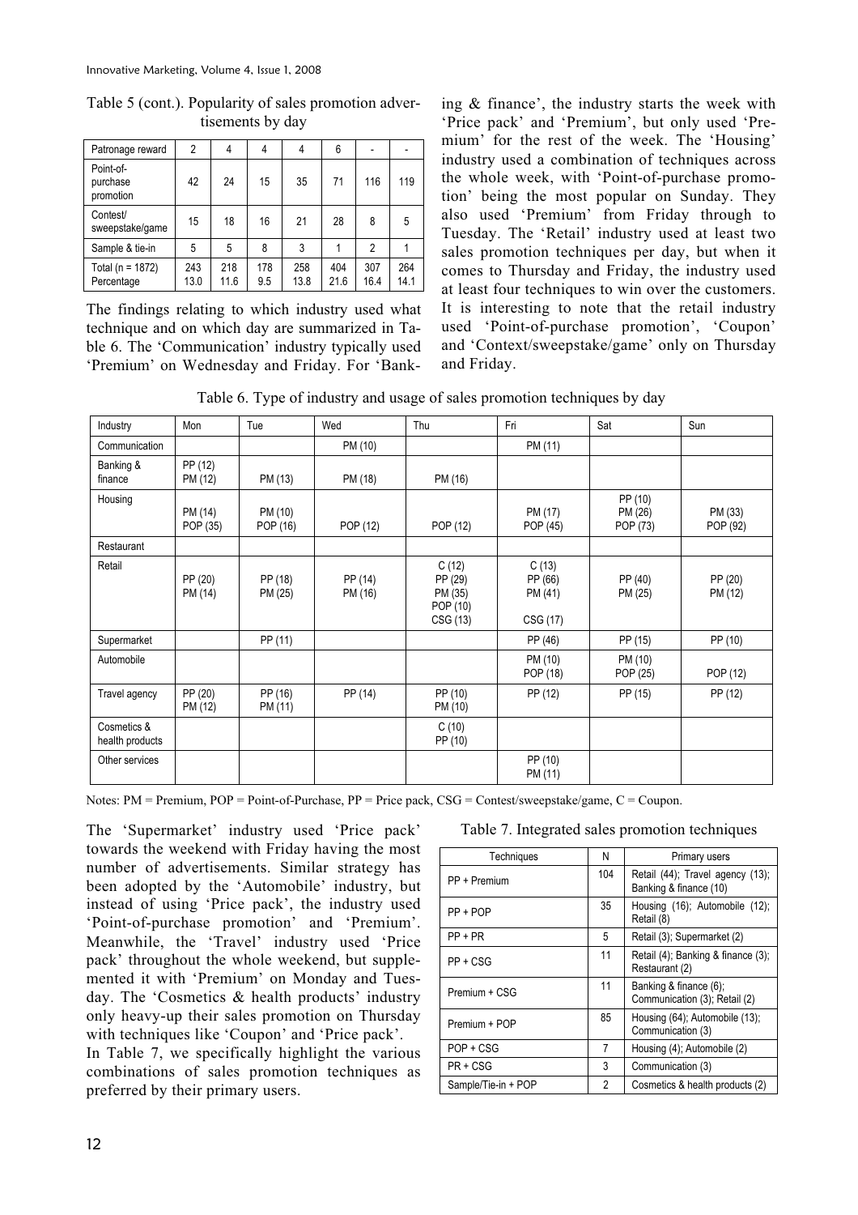Table 5 (cont.). Popularity of sales promotion advertisements by day

| Patronage reward | 2 | 4 | 4 | 4 | 6 | - | - |
|---|---|---|---|---|---|---|---|
| Point-of-purchase promotion | 42 | 24 | 15 | 35 | 71 | 116 | 119 |
| Contest/ sweepstake/game | 15 | 18 | 16 | 21 | 28 | 8 | 5 |
| Sample & tie-in | 5 | 5 | 8 | 3 | 1 | 2 | 1 |
| Total (n = 1872) Percentage | 243 13.0 | 218 11.6 | 178 9.5 | 258 13.8 | 404 21.6 | 307 16.4 | 264 14.1 |

The findings relating to which industry used what technique and on which day are summarized in Table 6. The 'Communication' industry typically used 'Premium' on Wednesday and Friday. For 'Banking & finance', the industry starts the week with 'Price pack' and 'Premium', but only used 'Premium' for the rest of the week. The 'Housing' industry used a combination of techniques across the whole week, with 'Point-of-purchase promotion' being the most popular on Sunday. They also used 'Premium' from Friday through to Tuesday. The 'Retail' industry used at least two sales promotion techniques per day, but when it comes to Thursday and Friday, the industry used at least four techniques to win over the customers. It is interesting to note that the retail industry used 'Point-of-purchase promotion', 'Coupon' and 'Context/sweepstake/game' only on Thursday and Friday.

Table 6. Type of industry and usage of sales promotion techniques by day

| Industry | Mon | Tue | Wed | Thu | Fri | Sat | Sun |
|---|---|---|---|---|---|---|---|
| Communication | | | PM (10) | | PM (11) | | |
| Banking & finance | PP (12) PM (12) | PM (13) | PM (18) | PM (16) | | | |
| Housing | PM (14) POP (35) | PM (10) POP (16) | POP (12) | POP (12) | PM (17) POP (45) | PP (10) PM (26) POP (73) | PM (33) POP (92) |
| Restaurant | | | | | | | |
| Retail | PP (20) PM (14) | PP (18) PM (25) | PP (14) PM (16) | C (12) PP (29) PM (35) POP (10) CSG (13) | C (13) PP (66) PM (41) CSG (17) | PP (40) PM (25) | PP (20) PM (12) |
| Supermarket | | PP (11) | | | PP (46) | PP (15) | PP (10) |
| Automobile | | | | | PM (10) POP (18) | PM (10) POP (25) | POP (12) |
| Travel agency | PP (20) PM (12) | PP (16) PM (11) | PP (14) | PP (10) PM (10) | PP (12) | PP (15) | PP (12) |
| Cosmetics & health products | | | | C (10) PP (10) | | | |
| Other services | | | | | PP (10) PM (11) | | |

Notes: PM = Premium, POP = Point-of-Purchase, PP = Price pack, CSG = Contest/sweepstake/game, C = Coupon.

The 'Supermarket' industry used 'Price pack' towards the weekend with Friday having the most number of advertisements. Similar strategy has been adopted by the 'Automobile' industry, but instead of using 'Price pack', the industry used 'Point-of-purchase promotion' and 'Premium'. Meanwhile, the 'Travel' industry used 'Price pack' throughout the whole weekend, but supplemented it with 'Premium' on Monday and Tuesday. The 'Cosmetics & health products' industry only heavy-up their sales promotion on Thursday with techniques like 'Coupon' and 'Price pack'.

In Table 7, we specifically highlight the various combinations of sales promotion techniques as preferred by their primary users.

Table 7. Integrated sales promotion techniques

| Techniques | N | Primary users |
|---|---|---|
| PP + Premium | 104 | Retail (44); Travel agency (13); Banking & finance (10) |
| PP + POP | 35 | Housing (16); Automobile (12); Retail (8) |
| PP + PR | 5 | Retail (3); Supermarket (2) |
| PP + CSG | 11 | Retail (4); Banking & finance (3); Restaurant (2) |
| Premium + CSG | 11 | Banking & finance (6); Communication (3); Retail (2) |
| Premium + POP | 85 | Housing (64); Automobile (13); Communication (3) |
| POP + CSG | 7 | Housing (4); Automobile (2) |
| PR + CSG | 3 | Communication (3) |
| Sample/Tie-in + POP | 2 | Cosmetics & health products (2) |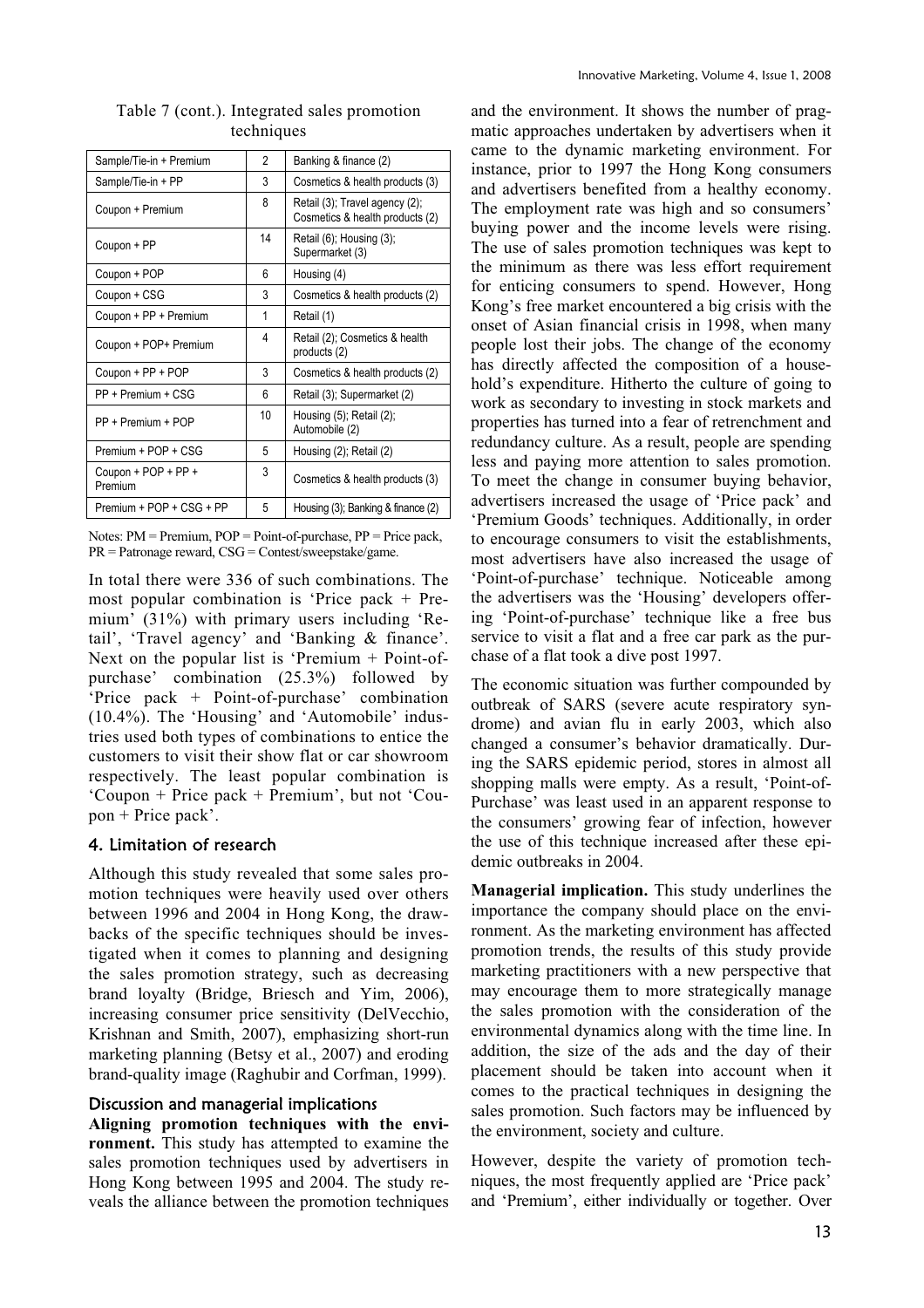Table 7 (cont.). Integrated sales promotion techniques

| | | |
|---|---|---|
| Sample/Tie-in + Premium | 2 | Banking & finance (2) |
| Sample/Tie-in + PP | 3 | Cosmetics & health products (3) |
| Coupon + Premium | 8 | Retail (3); Travel agency (2); Cosmetics & health products (2) |
| Coupon + PP | 14 | Retail (6); Housing (3); Supermarket (3) |
| Coupon + POP | 6 | Housing (4) |
| Coupon + CSG | 3 | Cosmetics & health products (2) |
| Coupon + PP + Premium | 1 | Retail (1) |
| Coupon + POP+ Premium | 4 | Retail (2); Cosmetics & health products (2) |
| Coupon + PP + POP | 3 | Cosmetics & health products (2) |
| PP + Premium + CSG | 6 | Retail (3); Supermarket (2) |
| PP + Premium + POP | 10 | Housing (5); Retail (2); Automobile (2) |
| Premium + POP + CSG | 5 | Housing (2); Retail (2) |
| Coupon + POP + PP + Premium | 3 | Cosmetics & health products (3) |
| Premium + POP + CSG + PP | 5 | Housing (3); Banking & finance (2) |

Notes: PM = Premium, POP = Point-of-purchase, PP = Price pack, PR = Patronage reward, CSG = Contest/sweepstake/game.

In total there were 336 of such combinations. The most popular combination is 'Price pack + Premium' (31%) with primary users including 'Retail', 'Travel agency' and 'Banking & finance'. Next on the popular list is 'Premium + Point-of-purchase' combination (25.3%) followed by 'Price pack + Point-of-purchase' combination (10.4%). The 'Housing' and 'Automobile' industries used both types of combinations to entice the customers to visit their show flat or car showroom respectively. The least popular combination is 'Coupon + Price pack + Premium', but not 'Coupon + Price pack'.

## 4. Limitation of research

Although this study revealed that some sales promotion techniques were heavily used over others between 1996 and 2004 in Hong Kong, the drawbacks of the specific techniques should be investigated when it comes to planning and designing the sales promotion strategy, such as decreasing brand loyalty (Bridge, Briesch and Yim, 2006), increasing consumer price sensitivity (DelVecchio, Krishnan and Smith, 2007), emphasizing short-run marketing planning (Betsy et al., 2007) and eroding brand-quality image (Raghubir and Corfman, 1999).

### Discussion and managerial implications

**Aligning promotion techniques with the environment.** This study has attempted to examine the sales promotion techniques used by advertisers in Hong Kong between 1995 and 2004. The study reveals the alliance between the promotion techniques and the environment. It shows the number of pragmatic approaches undertaken by advertisers when it came to the dynamic marketing environment. For instance, prior to 1997 the Hong Kong consumers and advertisers benefited from a healthy economy. The employment rate was high and so consumers' buying power and the income levels were rising. The use of sales promotion techniques was kept to the minimum as there was less effort requirement for enticing consumers to spend. However, Hong Kong's free market encountered a big crisis with the onset of Asian financial crisis in 1998, when many people lost their jobs. The change of the economy has directly affected the composition of a household's expenditure. Hitherto the culture of going to work as secondary to investing in stock markets and properties has turned into a fear of retrenchment and redundancy culture. As a result, people are spending less and paying more attention to sales promotion. To meet the change in consumer buying behavior, advertisers increased the usage of 'Price pack' and 'Premium Goods' techniques. Additionally, in order to encourage consumers to visit the establishments, most advertisers have also increased the usage of 'Point-of-purchase' technique. Noticeable among the advertisers was the 'Housing' developers offering 'Point-of-purchase' technique like a free bus service to visit a flat and a free car park as the purchase of a flat took a dive post 1997.

The economic situation was further compounded by outbreak of SARS (severe acute respiratory syndrome) and avian flu in early 2003, which also changed a consumer's behavior dramatically. During the SARS epidemic period, stores in almost all shopping malls were empty. As a result, 'Point-of-Purchase' was least used in an apparent response to the consumers' growing fear of infection, however the use of this technique increased after these epidemic outbreaks in 2004.

**Managerial implication.** This study underlines the importance the company should place on the environment. As the marketing environment has affected promotion trends, the results of this study provide marketing practitioners with a new perspective that may encourage them to more strategically manage the sales promotion with the consideration of the environmental dynamics along with the time line. In addition, the size of the ads and the day of their placement should be taken into account when it comes to the practical techniques in designing the sales promotion. Such factors may be influenced by the environment, society and culture.

However, despite the variety of promotion techniques, the most frequently applied are 'Price pack' and 'Premium', either individually or together. Over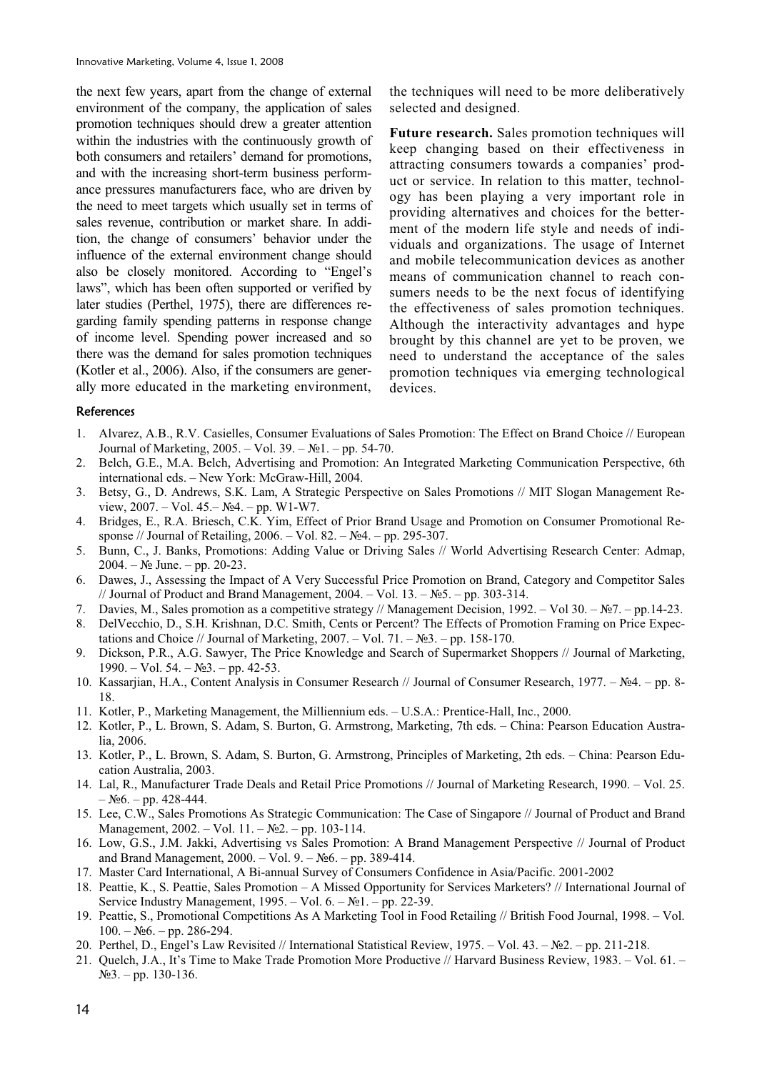the next few years, apart from the change of external environment of the company, the application of sales promotion techniques should drew a greater attention within the industries with the continuously growth of both consumers and retailers' demand for promotions, and with the increasing short-term business performance pressures manufacturers face, who are driven by the need to meet targets which usually set in terms of sales revenue, contribution or market share. In addition, the change of consumers' behavior under the influence of the external environment change should also be closely monitored. According to "Engel's laws", which has been often supported or verified by later studies (Perthel, 1975), there are differences regarding family spending patterns in response change of income level. Spending power increased and so there was the demand for sales promotion techniques (Kotler et al., 2006). Also, if the consumers are generally more educated in the marketing environment, the techniques will need to be more deliberatively selected and designed.

**Future research.** Sales promotion techniques will keep changing based on their effectiveness in attracting consumers towards a companies' product or service. In relation to this matter, technology has been playing a very important role in providing alternatives and choices for the betterment of the modern life style and needs of individuals and organizations. The usage of Internet and mobile telecommunication devices as another means of communication channel to reach consumers needs to be the next focus of identifying the effectiveness of sales promotion techniques. Although the interactivity advantages and hype brought by this channel are yet to be proven, we need to understand the acceptance of the sales promotion techniques via emerging technological devices.

## References

1. Alvarez, A.B., R.V. Casielles, Consumer Evaluations of Sales Promotion: The Effect on Brand Choice // European Journal of Marketing, 2005. – Vol. 39. – №1. – pp. 54-70.
2. Belch, G.E., M.A. Belch, Advertising and Promotion: An Integrated Marketing Communication Perspective, 6th international eds. – New York: McGraw-Hill, 2004.
3. Betsy, G., D. Andrews, S.K. Lam, A Strategic Perspective on Sales Promotions // MIT Slogan Management Review, 2007. – Vol. 45.– №4. – pp. W1-W7.
4. Bridges, E., R.A. Briesch, C.K. Yim, Effect of Prior Brand Usage and Promotion on Consumer Promotional Response // Journal of Retailing, 2006. – Vol. 82. – №4. – pp. 295-307.
5. Bunn, C., J. Banks, Promotions: Adding Value or Driving Sales // World Advertising Research Center: Admap, 2004. – № June. – pp. 20-23.
6. Dawes, J., Assessing the Impact of A Very Successful Price Promotion on Brand, Category and Competitor Sales // Journal of Product and Brand Management, 2004. – Vol. 13. – №5. – pp. 303-314.
7. Davies, M., Sales promotion as a competitive strategy // Management Decision, 1992. – Vol 30. – №7. – pp.14-23.
8. DelVecchio, D., S.H. Krishnan, D.C. Smith, Cents or Percent? The Effects of Promotion Framing on Price Expectations and Choice // Journal of Marketing, 2007. – Vol. 71. – №3. – pp. 158-170.
9. Dickson, P.R., A.G. Sawyer, The Price Knowledge and Search of Supermarket Shoppers // Journal of Marketing, 1990. – Vol. 54. – №3. – pp. 42-53.
10. Kassarjian, H.A., Content Analysis in Consumer Research // Journal of Consumer Research, 1977. – №4. – pp. 8-18.
11. Kotler, P., Marketing Management, the Milliennium eds. – U.S.A.: Prentice-Hall, Inc., 2000.
12. Kotler, P., L. Brown, S. Adam, S. Burton, G. Armstrong, Marketing, 7th eds. – China: Pearson Education Australia, 2006.
13. Kotler, P., L. Brown, S. Adam, S. Burton, G. Armstrong, Principles of Marketing, 2th eds. – China: Pearson Education Australia, 2003.
14. Lal, R., Manufacturer Trade Deals and Retail Price Promotions // Journal of Marketing Research, 1990. – Vol. 25. – №6. – pp. 428-444.
15. Lee, C.W., Sales Promotions As Strategic Communication: The Case of Singapore // Journal of Product and Brand Management, 2002. – Vol. 11. – №2. – pp. 103-114.
16. Low, G.S., J.M. Jakki, Advertising vs Sales Promotion: A Brand Management Perspective // Journal of Product and Brand Management, 2000. – Vol. 9. – №6. – pp. 389-414.
17. Master Card International, A Bi-annual Survey of Consumers Confidence in Asia/Pacific. 2001-2002
18. Peattie, K., S. Peattie, Sales Promotion – A Missed Opportunity for Services Marketers? // International Journal of Service Industry Management, 1995. – Vol. 6. – №1. – pp. 22-39.
19. Peattie, S., Promotional Competitions As A Marketing Tool in Food Retailing // British Food Journal, 1998. – Vol. 100. – №6. – pp. 286-294.
20. Perthel, D., Engel's Law Revisited // International Statistical Review, 1975. – Vol. 43. – №2. – pp. 211-218.
21. Quelch, J.A., It's Time to Make Trade Promotion More Productive // Harvard Business Review, 1983. – Vol. 61. – №3. – pp. 130-136.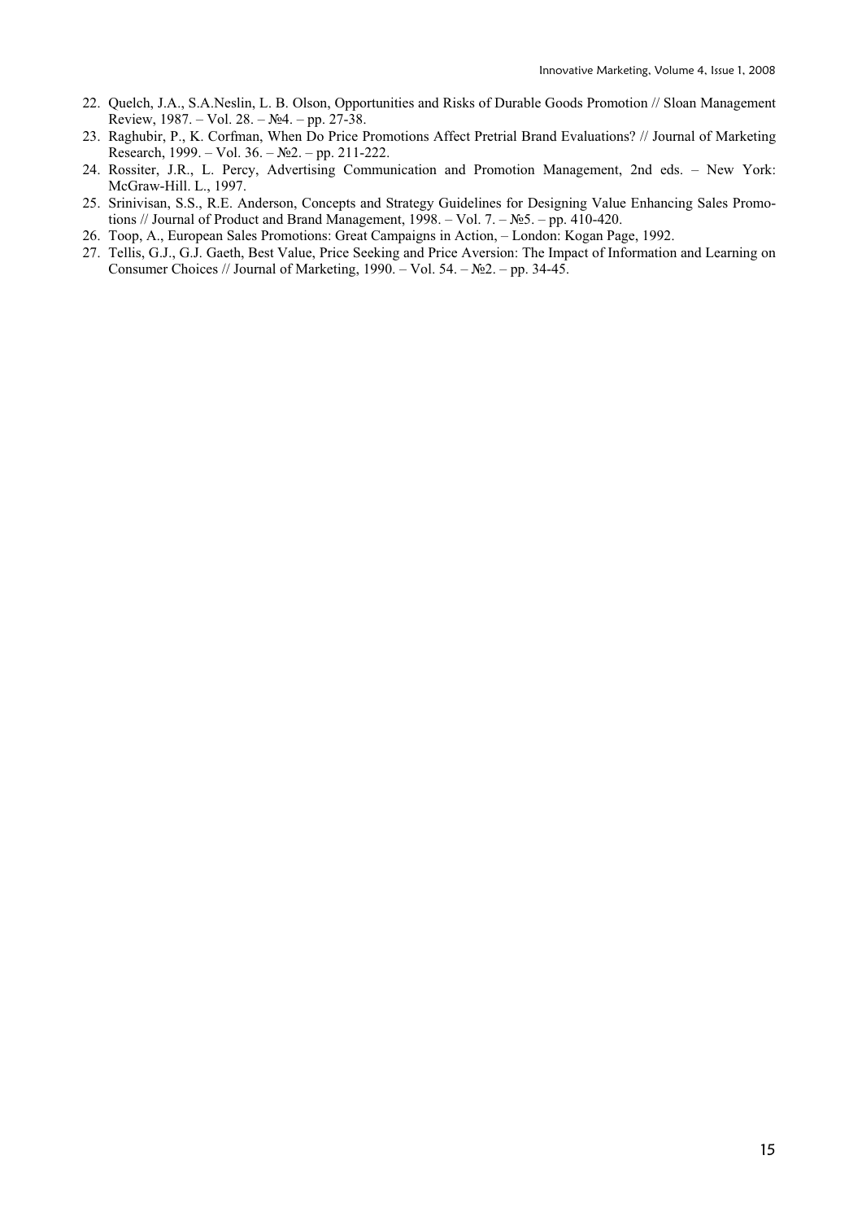22. Quelch, J.A., S.A.Neslin, L. B. Olson, Opportunities and Risks of Durable Goods Promotion // Sloan Management Review, 1987. – Vol. 28. – №4. – pp. 27-38.
23. Raghubir, P., K. Corfman, When Do Price Promotions Affect Pretrial Brand Evaluations? // Journal of Marketing Research, 1999. – Vol. 36. – №2. – pp. 211-222.
24. Rossiter, J.R., L. Percy, Advertising Communication and Promotion Management, 2nd eds. – New York: McGraw-Hill. L., 1997.
25. Srinivisan, S.S., R.E. Anderson, Concepts and Strategy Guidelines for Designing Value Enhancing Sales Promotions // Journal of Product and Brand Management, 1998. – Vol. 7. – №5. – pp. 410-420.
26. Toop, A., European Sales Promotions: Great Campaigns in Action, – London: Kogan Page, 1992.
27. Tellis, G.J., G.J. Gaeth, Best Value, Price Seeking and Price Aversion: The Impact of Information and Learning on Consumer Choices // Journal of Marketing, 1990. – Vol. 54. – №2. – pp. 34-45.